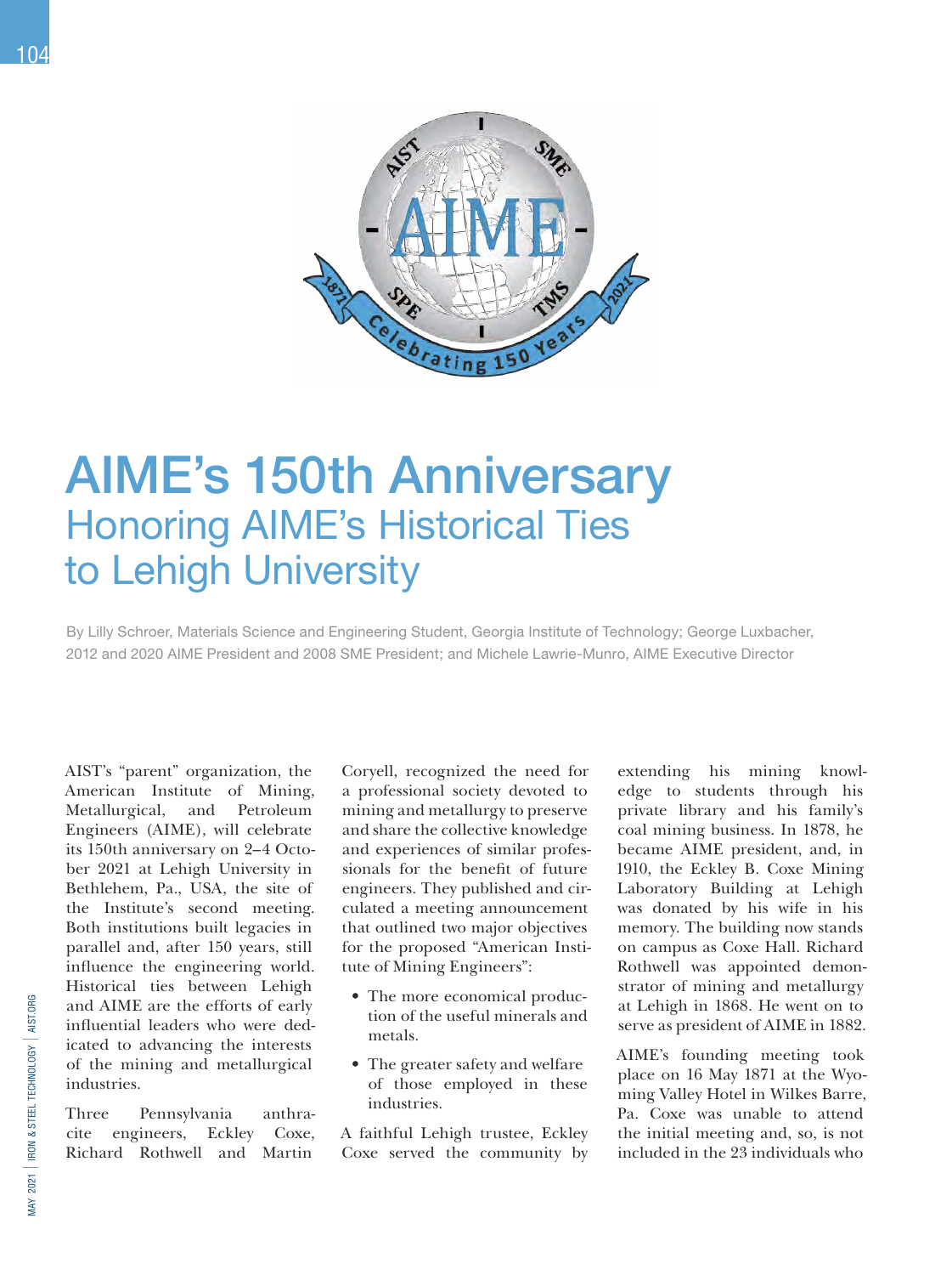# AIME's 150th Anniversary

## Honoring AIME's Historical Ties to Lehigh University

By Lilly Schroer, Materials Science and Engineering Student, Georgia Institute of Technology; George Luxbacher, 2012 and 2020 AIME President and 2008 SME President; and Michele Lawrie-Munro, AIME Executive Director

AIST's "parent" organization, the American Institute of Mining, Metallurgical, and Petroleum Engineers (AIME), will celebrate its 150th anniversary on 2–4 October 2021 at Lehigh University in Bethlehem, Pa., USA, the site of the Institute's second meeting. Both institutions built legacies in parallel and, after 150 years, still influence the engineering world. Historical ties between Lehigh and AIME are the efforts of early influential leaders who were dedicated to advancing the interests of the mining and metallurgical industries.

Three Pennsylvania anthracite engineers, Eckley Coxe, Richard Rothwell and Martin Coryell, recognized the need for a professional society devoted to mining and metallurgy to preserve and share the collective knowledge and experiences of similar professionals for the benefit of future engineers. They published and circulated a meeting announcement that outlined two major objectives for the proposed "American Institute of Mining Engineers":

- The more economical production of the useful minerals and metals.
- The greater safety and welfare of those employed in these industries.

A faithful Lehigh trustee, Eckley Coxe served the community by extending his mining knowledge to students through his private library and his family's coal mining business. In 1878, he became AIME president, and, in 1910, the Eckley B. Coxe Mining Laboratory Building at Lehigh was donated by his wife in his memory. The building now stands on campus as Coxe Hall. Richard Rothwell was appointed demonstrator of mining and metallurgy at Lehigh in 1868. He went on to serve as president of AIME in 1882.

AIME's founding meeting took place on 16 May 1871 at the Wyoming Valley Hotel in Wilkes Barre, Pa. Coxe was unable to attend the initial meeting and, so, is not included in the 23 individuals who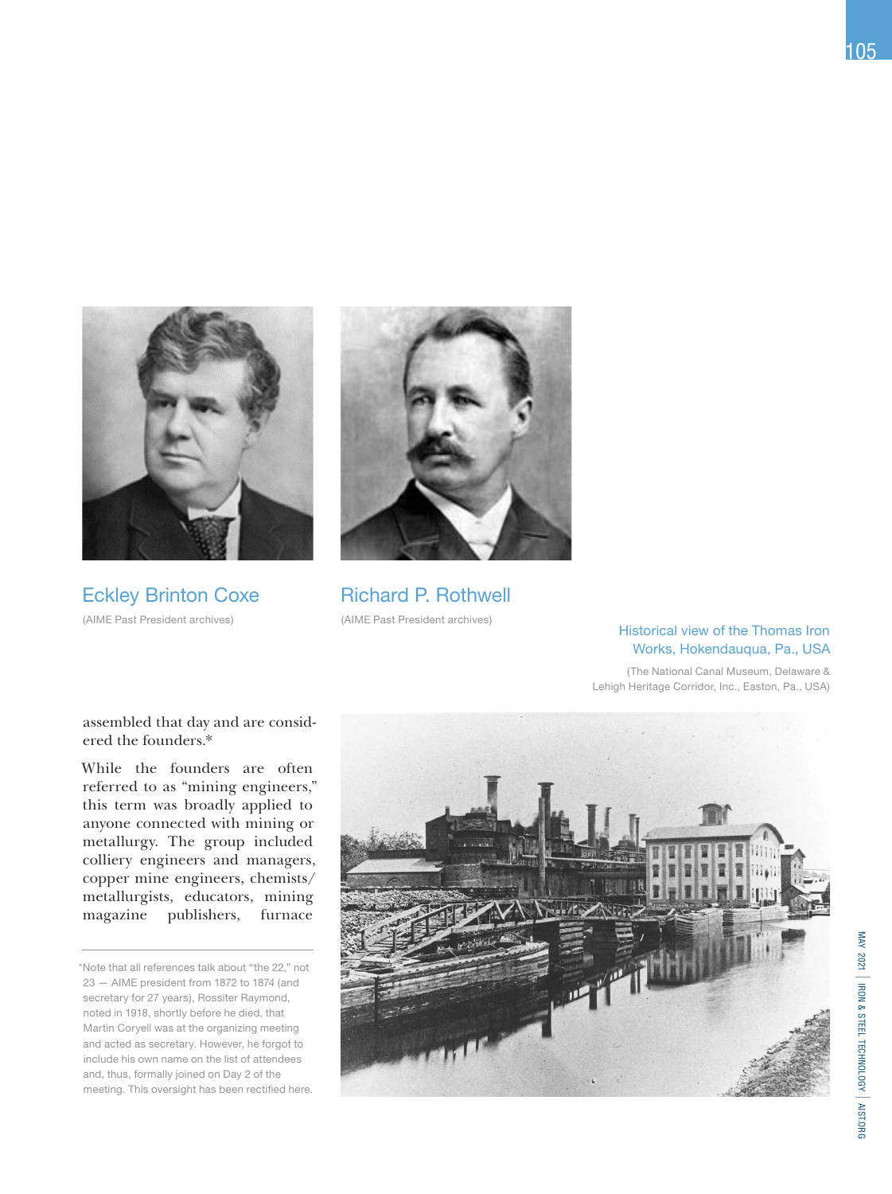Eckley Brinton Coxe

(AIME Past President archives)

Richard P. Rothwell

(AIME Past President archives)

Historical view of the Thomas Iron Works, Hokendauqua, Pa., USA

(The National Canal Museum, Delaware & Lehigh Heritage Corridor, Inc., Easton, Pa., USA)

assembled that day and are considered the founders.*

While the founders are often referred to as "mining engineers," this term was broadly applied to anyone connected with mining or metallurgy. The group included colliery engineers and managers, copper mine engineers, chemists/metallurgists, educators, mining magazine publishers, furnace

*Note that all references talk about "the 22," not 23 — AIME president from 1872 to 1874 (and secretary for 27 years), Rossiter Raymond, noted in 1918, shortly before he died, that Martin Coryell was at the organizing meeting and acted as secretary. However, he forgot to include his own name on the list of attendees and, thus, formally joined on Day 2 of the meeting. This oversight has been rectified here.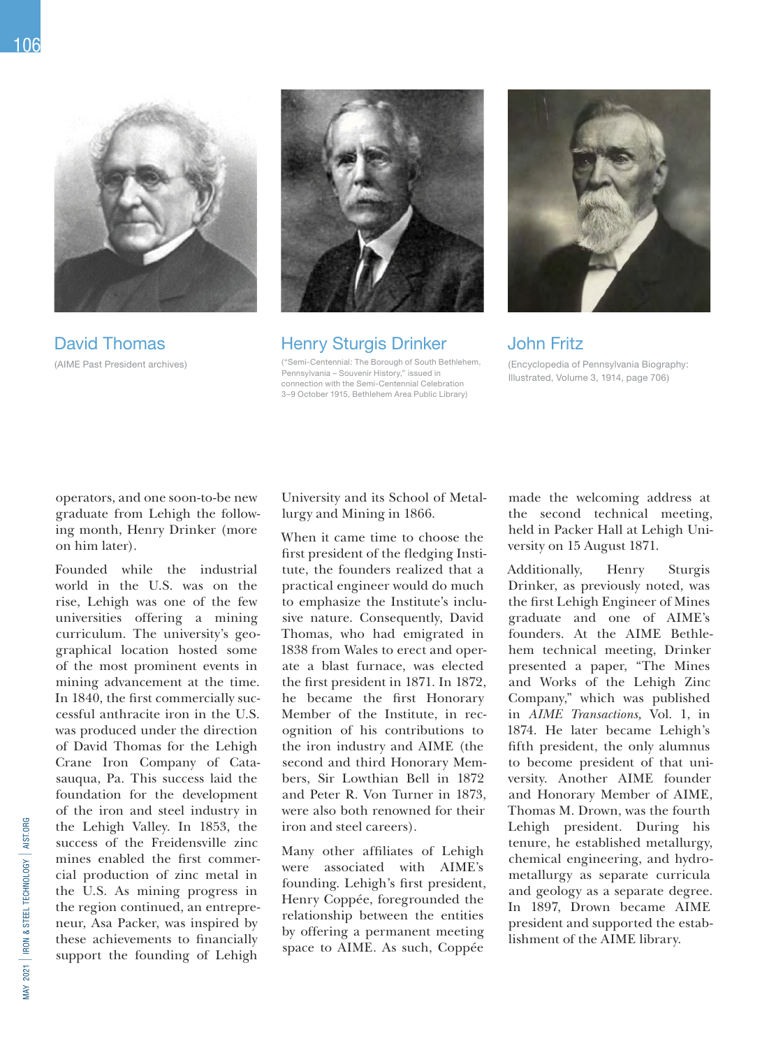David Thomas

(AIME Past President archives)

Henry Sturgis Drinker

("Semi-Centennial: The Borough of South Bethlehem, Pennsylvania – Souvenir History," issued in connection with the Semi-Centennial Celebration 3–9 October 1915, Bethlehem Area Public Library)

John Fritz

(Encyclopedia of Pennsylvania Biography: Illustrated, Volume 3, 1914, page 706)

operators, and one soon-to-be new graduate from Lehigh the following month, Henry Drinker (more on him later).

Founded while the industrial world in the U.S. was on the rise, Lehigh was one of the few universities offering a mining curriculum. The university's geographical location hosted some of the most prominent events in mining advancement at the time. In 1840, the first commercially successful anthracite iron in the U.S. was produced under the direction of David Thomas for the Lehigh Crane Iron Company of Catasauqua, Pa. This success laid the foundation for the development of the iron and steel industry in the Lehigh Valley. In 1853, the success of the Freidensville zinc mines enabled the first commercial production of zinc metal in the U.S. As mining progress in the region continued, an entrepreneur, Asa Packer, was inspired by these achievements to financially support the founding of Lehigh University and its School of Metallurgy and Mining in 1866.

When it came time to choose the first president of the fledging Institute, the founders realized that a practical engineer would do much to emphasize the Institute's inclusive nature. Consequently, David Thomas, who had emigrated in 1838 from Wales to erect and operate a blast furnace, was elected the first president in 1871. In 1872, he became the first Honorary Member of the Institute, in recognition of his contributions to the iron industry and AIME (the second and third Honorary Members, Sir Lowthian Bell in 1872 and Peter R. Von Turner in 1873, were also both renowned for their iron and steel careers).

Many other affiliates of Lehigh were associated with AIME's founding. Lehigh's first president, Henry Coppée, foregrounded the relationship between the entities by offering a permanent meeting space to AIME. As such, Coppée made the welcoming address at the second technical meeting, held in Packer Hall at Lehigh University on 15 August 1871.

Additionally, Henry Sturgis Drinker, as previously noted, was the first Lehigh Engineer of Mines graduate and one of AIME's founders. At the AIME Bethlehem technical meeting, Drinker presented a paper, "The Mines and Works of the Lehigh Zinc Company," which was published in *AIME Transactions,* Vol. 1, in 1874. He later became Lehigh's fifth president, the only alumnus to become president of that university. Another AIME founder and Honorary Member of AIME, Thomas M. Drown, was the fourth Lehigh president. During his tenure, he established metallurgy, chemical engineering, and hydrometallurgy as separate curricula and geology as a separate degree. In 1897, Drown became AIME president and supported the establishment of the AIME library.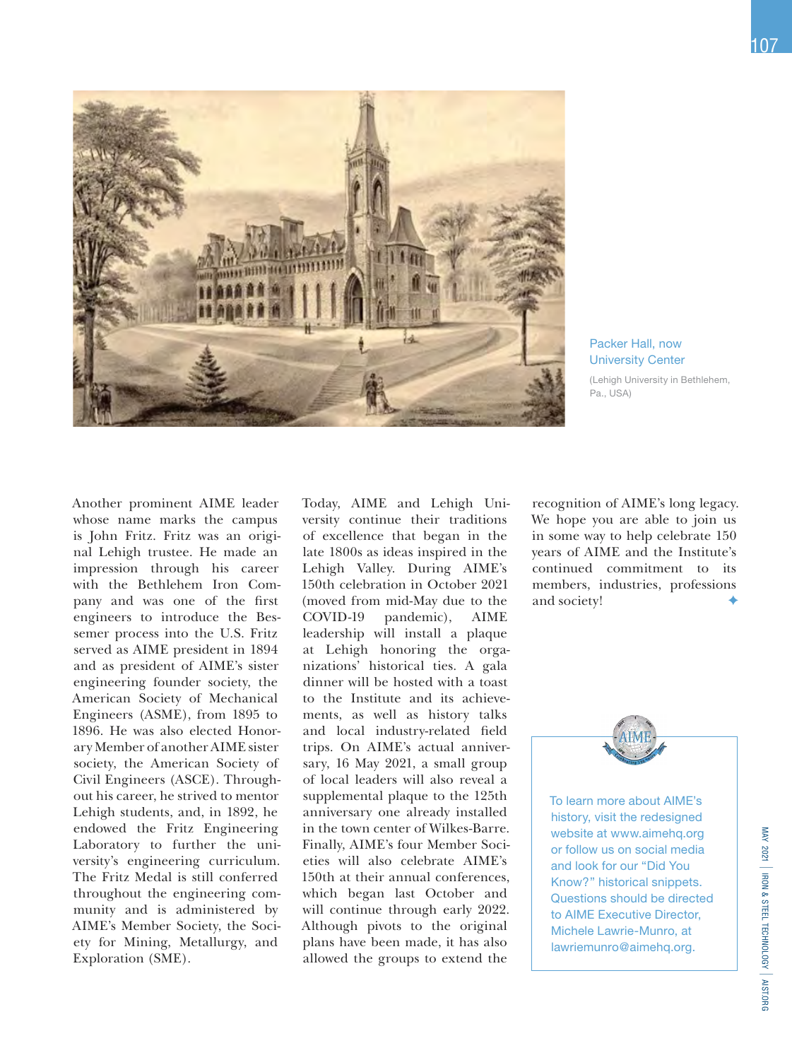Packer Hall, now University Center

(Lehigh University in Bethlehem, Pa., USA)

Another prominent AIME leader whose name marks the campus is John Fritz. Fritz was an original Lehigh trustee. He made an impression through his career with the Bethlehem Iron Company and was one of the first engineers to introduce the Bessemer process into the U.S. Fritz served as AIME president in 1894 and as president of AIME's sister engineering founder society, the American Society of Mechanical Engineers (ASME), from 1895 to 1896. He was also elected Honorary Member of another AIME sister society, the American Society of Civil Engineers (ASCE). Throughout his career, he strived to mentor Lehigh students, and, in 1892, he endowed the Fritz Engineering Laboratory to further the university's engineering curriculum. The Fritz Medal is still conferred throughout the engineering community and is administered by AIME's Member Society, the Society for Mining, Metallurgy, and Exploration (SME).

Today, AIME and Lehigh University continue their traditions of excellence that began in the late 1800s as ideas inspired in the Lehigh Valley. During AIME's 150th celebration in October 2021 (moved from mid-May due to the COVID-19 pandemic), AIME leadership will install a plaque at Lehigh honoring the organizations' historical ties. A gala dinner will be hosted with a toast to the Institute and its achievements, as well as history talks and local industry-related field trips. On AIME's actual anniversary, 16 May 2021, a small group of local leaders will also reveal a supplemental plaque to the 125th anniversary one already installed in the town center of Wilkes-Barre. Finally, AIME's four Member Societies will also celebrate AIME's 150th at their annual conferences, which began last October and will continue through early 2022. Although pivots to the original plans have been made, it has also allowed the groups to extend the recognition of AIME's long legacy. We hope you are able to join us in some way to help celebrate 150 years of AIME and the Institute's continued commitment to its members, industries, professions and society! ✦

To learn more about AIME's history, visit the redesigned website at www.aimehq.org or follow us on social media and look for our "Did You Know?" historical snippets. Questions should be directed to AIME Executive Director, Michele Lawrie-Munro, at lawriemunro@aimehq.org.